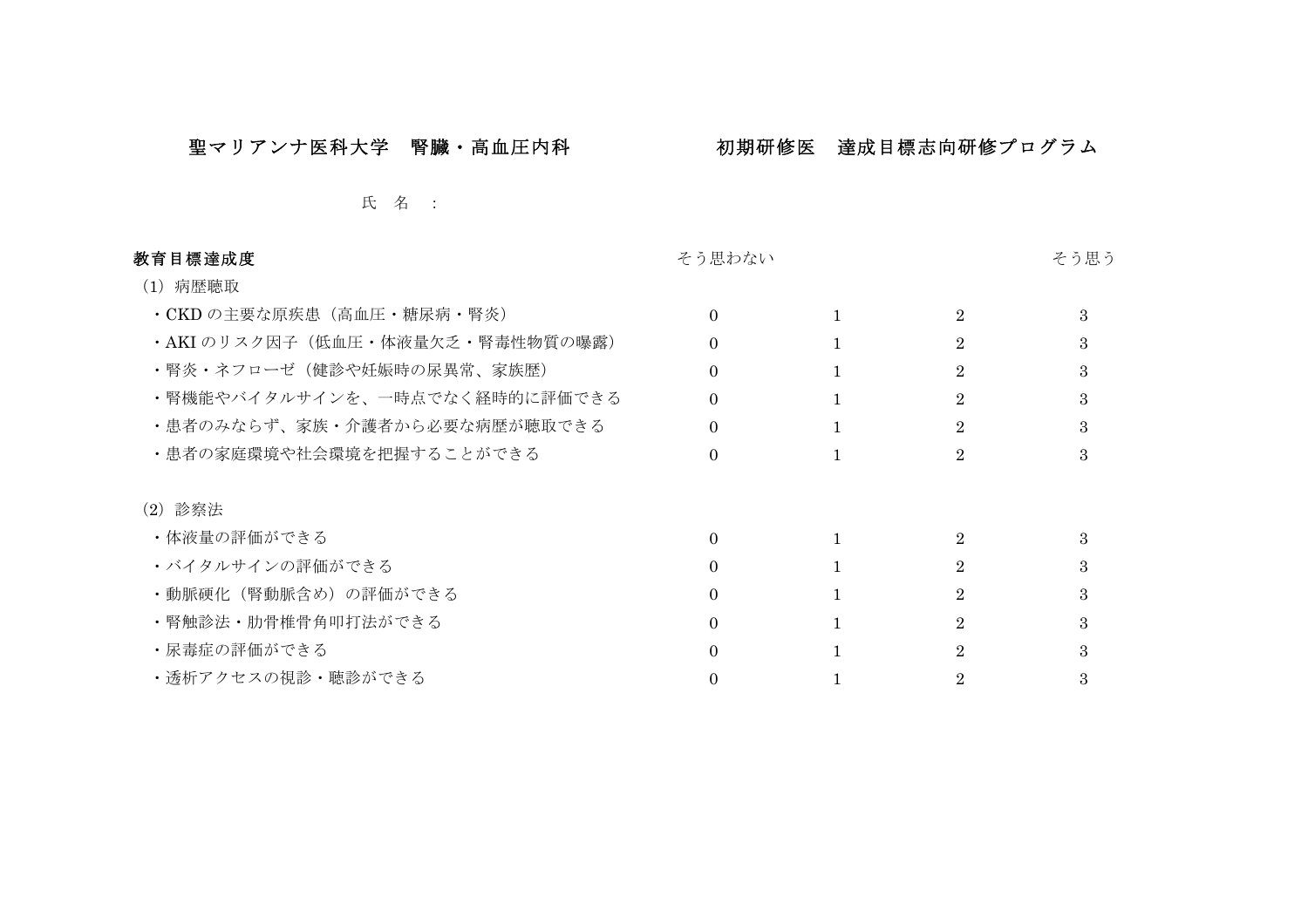# 聖マリアンナ医科大学　腎臓・高血圧内科　　　　　　初期研修医　達成目標志向研修プログラム

氏　名　：

| **教育目標達成度** | そう思わない | | | そう思う |
|---|---|---|---|---|
| （1）病歴聴取 | | | | |
| ・CKD の主要な原疾患（高血圧・糖尿病・腎炎） | 0 | 1 | 2 | 3 |
| ・AKI のリスク因子（低血圧・体液量欠乏・腎毒性物質の曝露） | 0 | 1 | 2 | 3 |
| ・腎炎・ネフローゼ（健診や妊娠時の尿異常、家族歴） | 0 | 1 | 2 | 3 |
| ・腎機能やバイタルサインを、一時点でなく経時的に評価できる | 0 | 1 | 2 | 3 |
| ・患者のみならず、家族・介護者から必要な病歴が聴取できる | 0 | 1 | 2 | 3 |
| ・患者の家庭環境や社会環境を把握することができる | 0 | 1 | 2 | 3 |
| （2）診察法 | | | | |
| ・体液量の評価ができる | 0 | 1 | 2 | 3 |
| ・バイタルサインの評価ができる | 0 | 1 | 2 | 3 |
| ・動脈硬化（腎動脈含め）の評価ができる | 0 | 1 | 2 | 3 |
| ・腎触診法・肋骨椎骨角叩打法ができる | 0 | 1 | 2 | 3 |
| ・尿毒症の評価ができる | 0 | 1 | 2 | 3 |
| ・透析アクセスの視診・聴診ができる | 0 | 1 | 2 | 3 |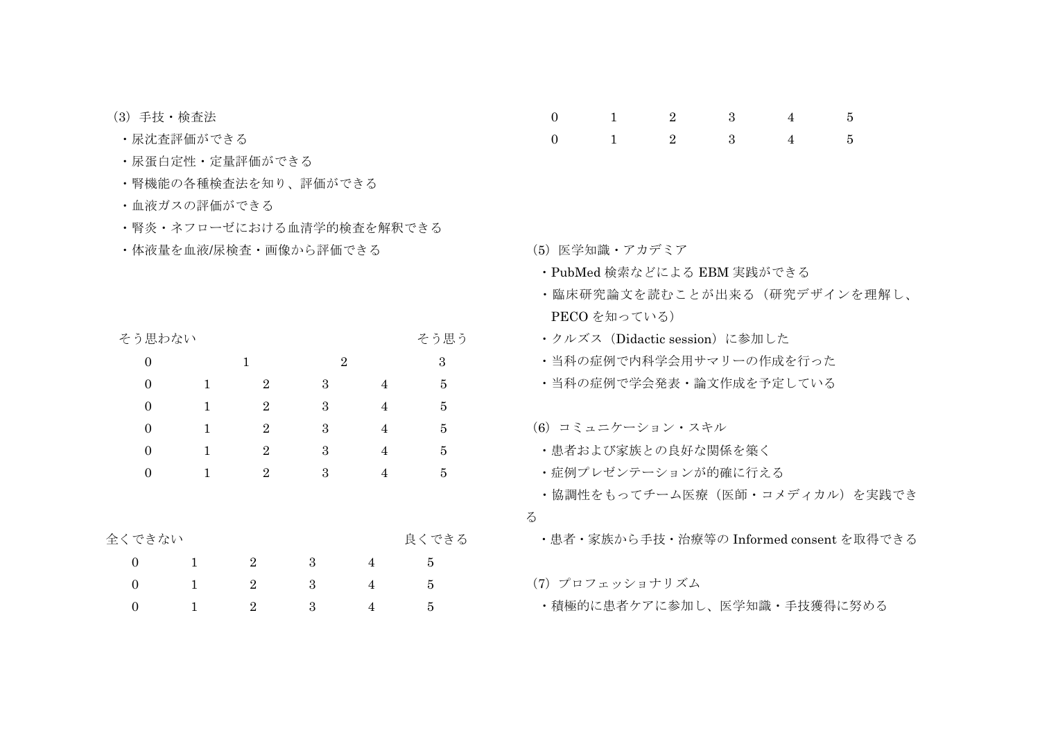（3）手技・検査法

- ・尿沈査評価ができる
- ・尿蛋白定性・定量評価ができる
- ・腎機能の各種検査法を知り、評価ができる
- ・血液ガスの評価ができる
- ・腎炎・ネフローゼにおける血清学的検査を解釈できる
- ・体液量を血液/尿検査・画像から評価できる

| そう思わない | | | | | そう思う |
|---|---|---|---|---|---|
| 0 | | 1 | | 2 | 3 |
| 0 | 1 | 2 | 3 | 4 | 5 |
| 0 | 1 | 2 | 3 | 4 | 5 |
| 0 | 1 | 2 | 3 | 4 | 5 |
| 0 | 1 | 2 | 3 | 4 | 5 |
| 0 | 1 | 2 | 3 | 4 | 5 |

| 全くできない | | | | | 良くできる |
|---|---|---|---|---|---|
| 0 | 1 | 2 | 3 | 4 | 5 |
| 0 | 1 | 2 | 3 | 4 | 5 |
| 0 | 1 | 2 | 3 | 4 | 5 |

| 0 | 1 | 2 | 3 | 4 | 5 |
|---|---|---|---|---|---|
| 0 | 1 | 2 | 3 | 4 | 5 |

（5）医学知識・アカデミア

- ・PubMed 検索などによる EBM 実践ができる
- ・臨床研究論文を読むことが出来る（研究デザインを理解し、PECO を知っている）
- ・クルズス（Didactic session）に参加した
- ・当科の症例で内科学会用サマリーの作成を行った
- ・当科の症例で学会発表・論文作成を予定している

（6）コミュニケーション・スキル

- ・患者および家族との良好な関係を築く
- ・症例プレゼンテーションが的確に行える
- ・協調性をもってチーム医療（医師・コメディカル）を実践できる
- ・患者・家族から手技・治療等の Informed consent を取得できる

（7）プロフェッショナリズム

- ・積極的に患者ケアに参加し、医学知識・手技獲得に努める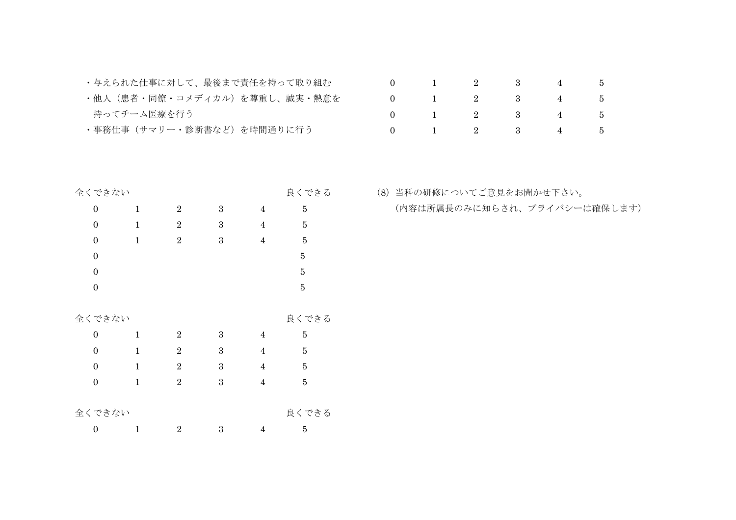| | | | | | | |
|---|---|---|---|---|---|---|
| ・与えられた仕事に対して、最後まで責任を持って取り組む | 0 | 1 | 2 | 3 | 4 | 5 |
| ・他人（患者・同僚・コメディカル）を尊重し、誠実・熱意を | 0 | 1 | 2 | 3 | 4 | 5 |
| 持ってチーム医療を行う | 0 | 1 | 2 | 3 | 4 | 5 |
| ・事務仕事（サマリー・診断書など）を時間通りに行う | 0 | 1 | 2 | 3 | 4 | 5 |

| 全くできない | | | | | 良くできる |
|---|---|---|---|---|---|
| 0 | 1 | 2 | 3 | 4 | 5 |
| 0 | 1 | 2 | 3 | 4 | 5 |
| 0 | 1 | 2 | 3 | 4 | 5 |
| 0 | | | | | 5 |
| 0 | | | | | 5 |
| 0 | | | | | 5 |

| 全くできない | | | | | 良くできる |
|---|---|---|---|---|---|
| 0 | 1 | 2 | 3 | 4 | 5 |
| 0 | 1 | 2 | 3 | 4 | 5 |
| 0 | 1 | 2 | 3 | 4 | 5 |
| 0 | 1 | 2 | 3 | 4 | 5 |

| 全くできない | | | | | 良くできる |
|---|---|---|---|---|---|
| 0 | 1 | 2 | 3 | 4 | 5 |

(8) 当科の研修についてご意見をお聞かせ下さい。

（内容は所属長のみに知らされ、プライバシーは確保します）